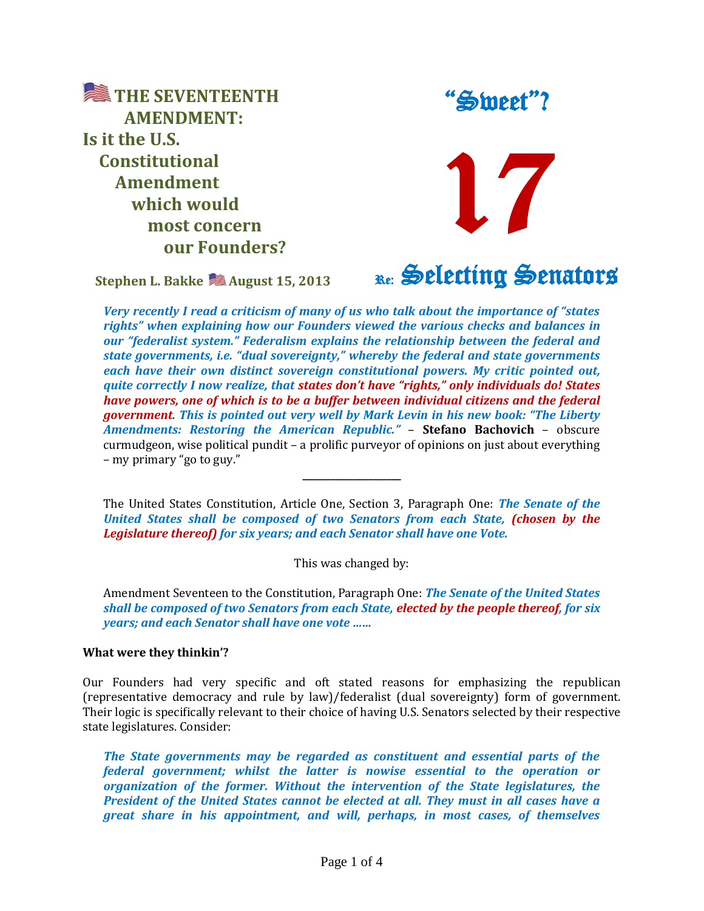# THE SEVENTEENTH AMENDMENT: Is it the U.S. Constitutional Amendment which would most concern our Founders?

## "Sweet"? 17 Re: Selecting Senators

**Stephen L. Bakke August 15, 2013**

***Very recently I read a criticism of many of us who talk about the importance of "states rights" when explaining how our Founders viewed the various checks and balances in our "federalist system." Federalism explains the relationship between the federal and state governments, i.e. "dual sovereignty," whereby the federal and state governments each have their own distinct sovereign constitutional powers. My critic pointed out, quite correctly I now realize, that states don't have "rights," only individuals do! States have powers, one of which is to be a buffer between individual citizens and the federal government. This is pointed out very well by Mark Levin in his new book: "The Liberty Amendments: Restoring the American Republic."*** – **Stefano Bachovich** – obscure curmudgeon, wise political pundit – a prolific purveyor of opinions on just about everything – my primary "go to guy."

---

The United States Constitution, Article One, Section 3, Paragraph One: ***The Senate of the United States shall be composed of two Senators from each State, (chosen by the Legislature thereof) for six years; and each Senator shall have one Vote.***

This was changed by:

Amendment Seventeen to the Constitution, Paragraph One: ***The Senate of the United States shall be composed of two Senators from each State, elected by the people thereof, for six years; and each Senator shall have one vote ……***

**What were they thinkin'?**

Our Founders had very specific and oft stated reasons for emphasizing the republican (representative democracy and rule by law)/federalist (dual sovereignty) form of government. Their logic is specifically relevant to their choice of having U.S. Senators selected by their respective state legislatures. Consider:

***The State governments may be regarded as constituent and essential parts of the federal government; whilst the latter is nowise essential to the operation or organization of the former. Without the intervention of the State legislatures, the President of the United States cannot be elected at all. They must in all cases have a great share in his appointment, and will, perhaps, in most cases, of themselves***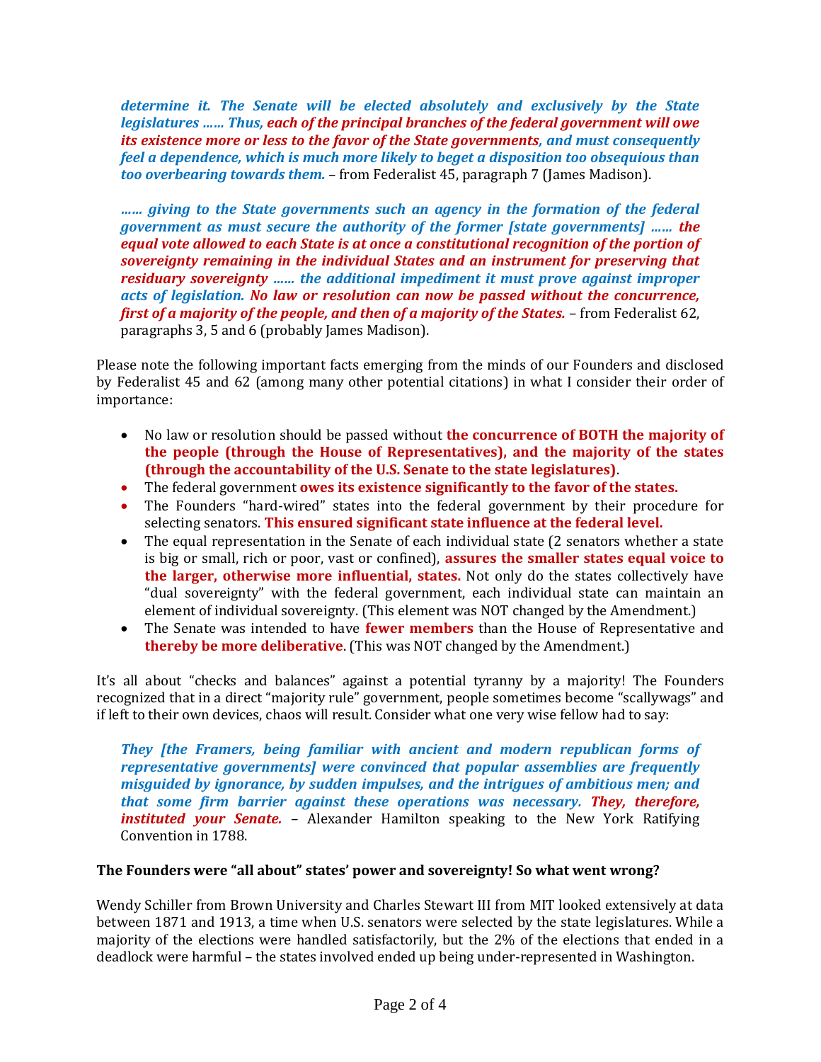***determine it. The Senate will be elected absolutely and exclusively by the State legislatures …… Thus, each of the principal branches of the federal government will owe its existence more or less to the favor of the State governments, and must consequently feel a dependence, which is much more likely to beget a disposition too obsequious than too overbearing towards them.*** – from Federalist 45, paragraph 7 (James Madison).

***…… giving to the State governments such an agency in the formation of the federal government as must secure the authority of the former [state governments] …… the equal vote allowed to each State is at once a constitutional recognition of the portion of sovereignty remaining in the individual States and an instrument for preserving that residuary sovereignty …… the additional impediment it must prove against improper acts of legislation. No law or resolution can now be passed without the concurrence, first of a majority of the people, and then of a majority of the States.*** – from Federalist 62, paragraphs 3, 5 and 6 (probably James Madison).

Please note the following important facts emerging from the minds of our Founders and disclosed by Federalist 45 and 62 (among many other potential citations) in what I consider their order of importance:

- No law or resolution should be passed without **the concurrence of BOTH the majority of the people (through the House of Representatives), and the majority of the states (through the accountability of the U.S. Senate to the state legislatures)**.
- The federal government **owes its existence significantly to the favor of the states.**
- The Founders "hard-wired" states into the federal government by their procedure for selecting senators. **This ensured significant state influence at the federal level.**
- The equal representation in the Senate of each individual state (2 senators whether a state is big or small, rich or poor, vast or confined), **assures the smaller states equal voice to the larger, otherwise more influential, states.** Not only do the states collectively have "dual sovereignty" with the federal government, each individual state can maintain an element of individual sovereignty. (This element was NOT changed by the Amendment.)
- The Senate was intended to have **fewer members** than the House of Representative and **thereby be more deliberative**. (This was NOT changed by the Amendment.)

It's all about "checks and balances" against a potential tyranny by a majority! The Founders recognized that in a direct "majority rule" government, people sometimes become "scallywags" and if left to their own devices, chaos will result. Consider what one very wise fellow had to say:

***They [the Framers, being familiar with ancient and modern republican forms of representative governments] were convinced that popular assemblies are frequently misguided by ignorance, by sudden impulses, and the intrigues of ambitious men; and that some firm barrier against these operations was necessary. They, therefore, instituted your Senate.*** – Alexander Hamilton speaking to the New York Ratifying Convention in 1788.

**The Founders were "all about" states' power and sovereignty! So what went wrong?**

Wendy Schiller from Brown University and Charles Stewart III from MIT looked extensively at data between 1871 and 1913, a time when U.S. senators were selected by the state legislatures. While a majority of the elections were handled satisfactorily, but the 2% of the elections that ended in a deadlock were harmful – the states involved ended up being under-represented in Washington.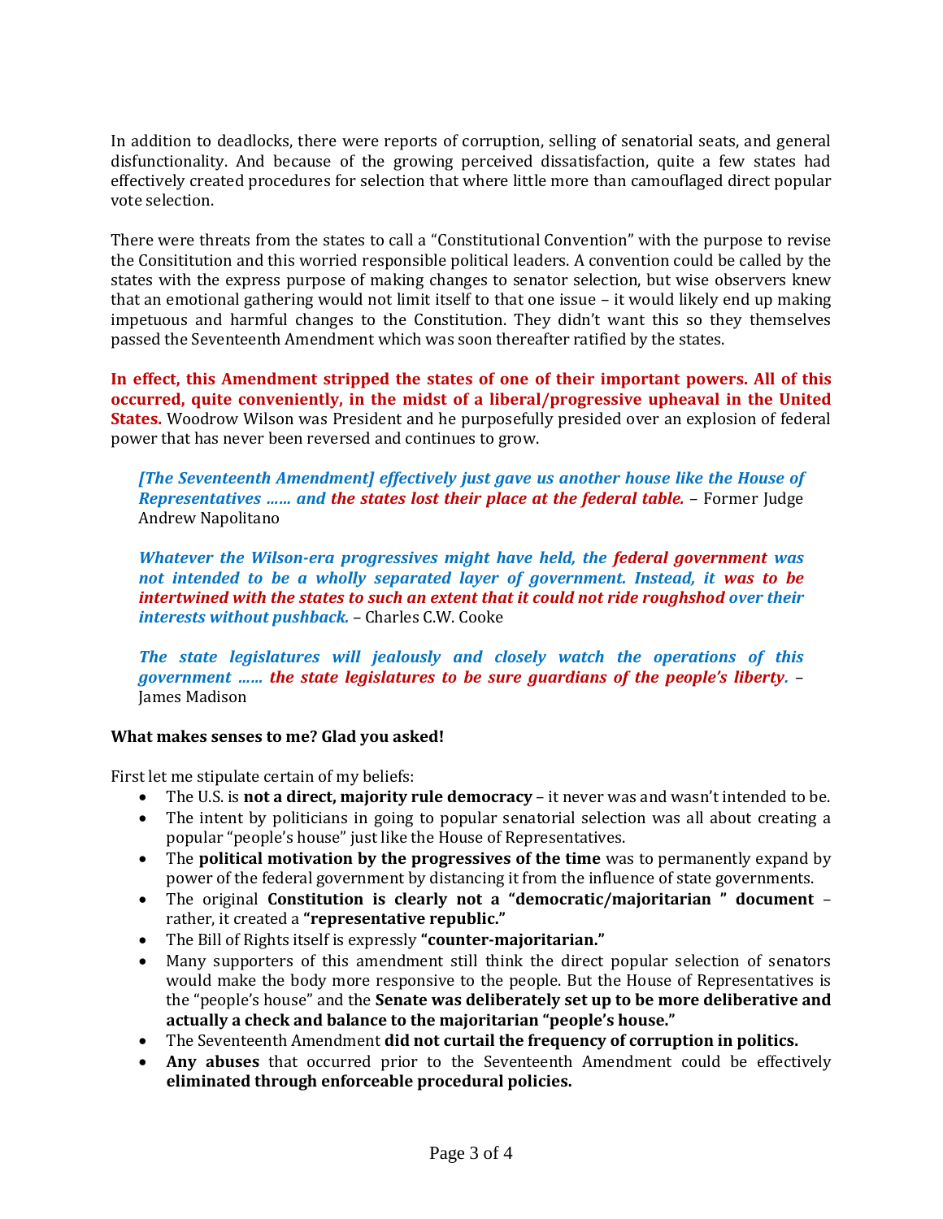In addition to deadlocks, there were reports of corruption, selling of senatorial seats, and general disfunctionality. And because of the growing perceived dissatisfaction, quite a few states had effectively created procedures for selection that where little more than camouflaged direct popular vote selection.

There were threats from the states to call a "Constitutional Convention" with the purpose to revise the Consititution and this worried responsible political leaders. A convention could be called by the states with the express purpose of making changes to senator selection, but wise observers knew that an emotional gathering would not limit itself to that one issue – it would likely end up making impetuous and harmful changes to the Constitution. They didn't want this so they themselves passed the Seventeenth Amendment which was soon thereafter ratified by the states.

**In effect, this Amendment stripped the states of one of their important powers. All of this occurred, quite conveniently, in the midst of a liberal/progressive upheaval in the United States.** Woodrow Wilson was President and he purposefully presided over an explosion of federal power that has never been reversed and continues to grow.

> ***[The Seventeenth Amendment] effectively just gave us another house like the House of Representatives …… and the states lost their place at the federal table.*** – Former Judge Andrew Napolitano

> ***Whatever the Wilson-era progressives might have held, the federal government was not intended to be a wholly separated layer of government. Instead, it was to be intertwined with the states to such an extent that it could not ride roughshod over their interests without pushback.*** – Charles C.W. Cooke

> ***The state legislatures will jealously and closely watch the operations of this government …… the state legislatures to be sure guardians of the people's liberty.*** – James Madison

**What makes senses to me? Glad you asked!**

First let me stipulate certain of my beliefs:

- The U.S. is **not a direct, majority rule democracy** – it never was and wasn't intended to be.
- The intent by politicians in going to popular senatorial selection was all about creating a popular "people's house" just like the House of Representatives.
- The **political motivation by the progressives of the time** was to permanently expand by power of the federal government by distancing it from the influence of state governments.
- The original **Constitution is clearly not a "democratic/majoritarian " document** – rather, it created a **"representative republic."**
- The Bill of Rights itself is expressly **"counter-majoritarian."**
- Many supporters of this amendment still think the direct popular selection of senators would make the body more responsive to the people. But the House of Representatives is the "people's house" and the **Senate was deliberately set up to be more deliberative and actually a check and balance to the majoritarian "people's house."**
- The Seventeenth Amendment **did not curtail the frequency of corruption in politics.**
- **Any abuses** that occurred prior to the Seventeenth Amendment could be effectively **eliminated through enforceable procedural policies.**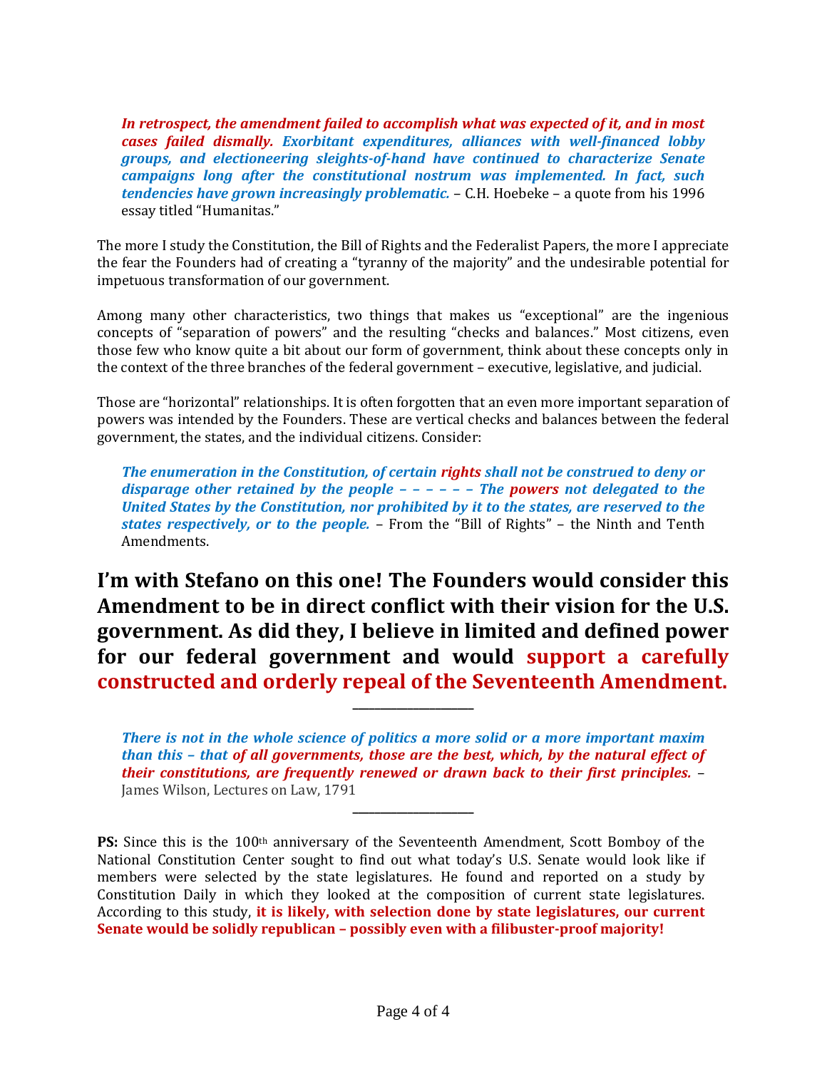> ***In retrospect, the amendment failed to accomplish what was expected of it, and in most cases failed dismally. Exorbitant expenditures, alliances with well-financed lobby groups, and electioneering sleights-of-hand have continued to characterize Senate campaigns long after the constitutional nostrum was implemented. In fact, such tendencies have grown increasingly problematic.*** – C.H. Hoebeke – a quote from his 1996 essay titled "Humanitas."

The more I study the Constitution, the Bill of Rights and the Federalist Papers, the more I appreciate the fear the Founders had of creating a "tyranny of the majority" and the undesirable potential for impetuous transformation of our government.

Among many other characteristics, two things that makes us "exceptional" are the ingenious concepts of "separation of powers" and the resulting "checks and balances." Most citizens, even those few who know quite a bit about our form of government, think about these concepts only in the context of the three branches of the federal government – executive, legislative, and judicial.

Those are "horizontal" relationships. It is often forgotten that an even more important separation of powers was intended by the Founders. These are vertical checks and balances between the federal government, the states, and the individual citizens. Consider:

> ***The enumeration in the Constitution, of certain rights shall not be construed to deny or disparage other retained by the people – – – – – – The powers not delegated to the United States by the Constitution, nor prohibited by it to the states, are reserved to the states respectively, or to the people.*** – From the "Bill of Rights" – the Ninth and Tenth Amendments.

## I'm with Stefano on this one! The Founders would consider this Amendment to be in direct conflict with their vision for the U.S. government. As did they, I believe in limited and defined power for our federal government and would support a carefully constructed and orderly repeal of the Seventeenth Amendment.

---

> ***There is not in the whole science of politics a more solid or a more important maxim than this – that of all governments, those are the best, which, by the natural effect of their constitutions, are frequently renewed or drawn back to their first principles.*** – James Wilson, Lectures on Law, 1791

---

**PS:** Since this is the 100th anniversary of the Seventeenth Amendment, Scott Bomboy of the National Constitution Center sought to find out what today's U.S. Senate would look like if members were selected by the state legislatures. He found and reported on a study by Constitution Daily in which they looked at the composition of current state legislatures. According to this study, **it is likely, with selection done by state legislatures, our current Senate would be solidly republican – possibly even with a filibuster-proof majority!**